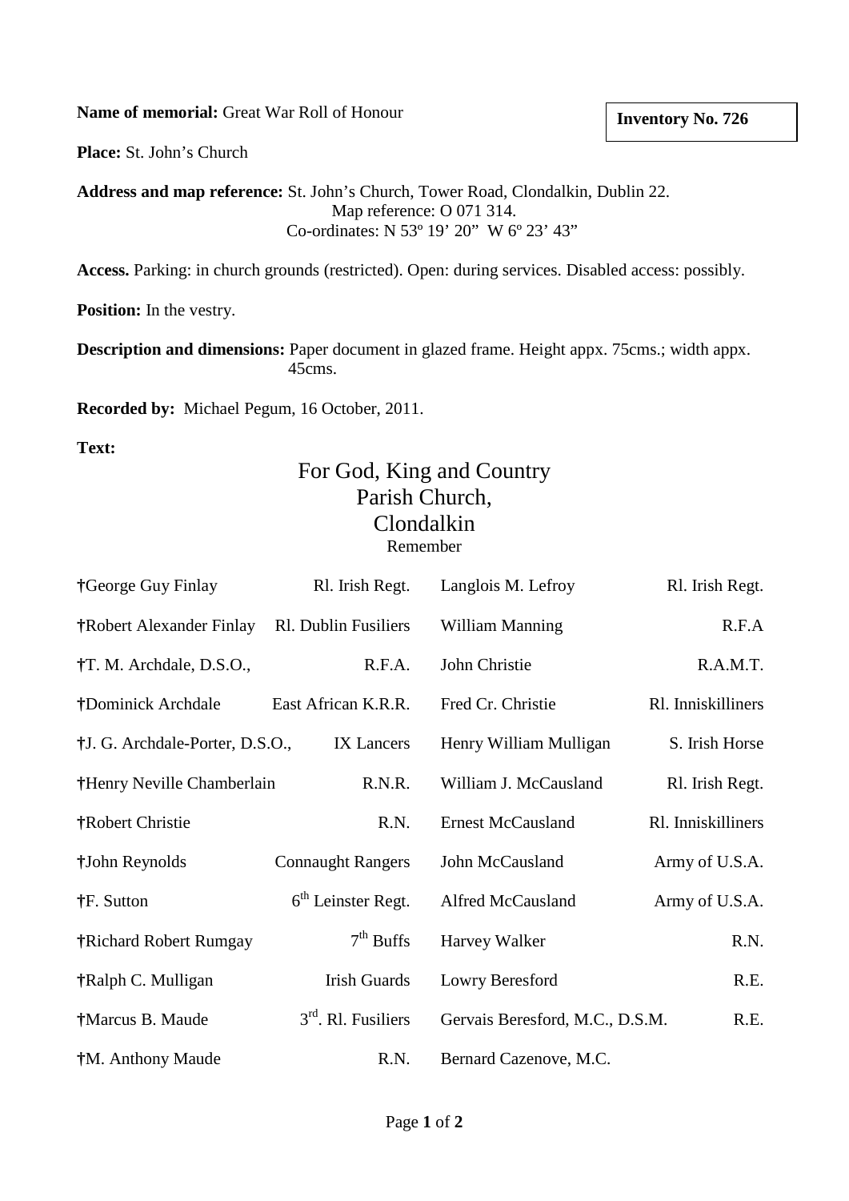**Name of memorial:** Great War Roll of Honour

**Inventory No. 726**

**Place:** St. John's Church

**Address and map reference:** St. John's Church, Tower Road, Clondalkin, Dublin 22.
Map reference: O 071 314.
Co-ordinates: N 53º 19' 20" W 6º 23' 43"

**Access.** Parking: in church grounds (restricted). Open: during services. Disabled access: possibly.

**Position:** In the vestry.

**Description and dimensions:** Paper document in glazed frame. Height appx. 75cms.; width appx. 45cms.

**Recorded by:** Michael Pegum, 16 October, 2011.

**Text:**

For God, King and Country
Parish Church,
Clondalkin
Remember

| | | | |
|---|---|---|---|
| †George Guy Finlay | Rl. Irish Regt. | Langlois M. Lefroy | Rl. Irish Regt. |
| †Robert Alexander Finlay | Rl. Dublin Fusiliers | William Manning | R.F.A |
| †T. M. Archdale, D.S.O., | R.F.A. | John Christie | R.A.M.T. |
| †Dominick Archdale | East African K.R.R. | Fred Cr. Christie | Rl. Inniskilliners |
| †J. G. Archdale-Porter, D.S.O., | IX Lancers | Henry William Mulligan | S. Irish Horse |
| †Henry Neville Chamberlain | R.N.R. | William J. McCausland | Rl. Irish Regt. |
| †Robert Christie | R.N. | Ernest McCausland | Rl. Inniskilliners |
| †John Reynolds | Connaught Rangers | John McCausland | Army of U.S.A. |
| †F. Sutton | 6th Leinster Regt. | Alfred McCausland | Army of U.S.A. |
| †Richard Robert Rumgay | 7th Buffs | Harvey Walker | R.N. |
| †Ralph C. Mulligan | Irish Guards | Lowry Beresford | R.E. |
| †Marcus B. Maude | 3rd. Rl. Fusiliers | Gervais Beresford, M.C., D.S.M. | R.E. |
| †M. Anthony Maude | R.N. | Bernard Cazenove, M.C. | |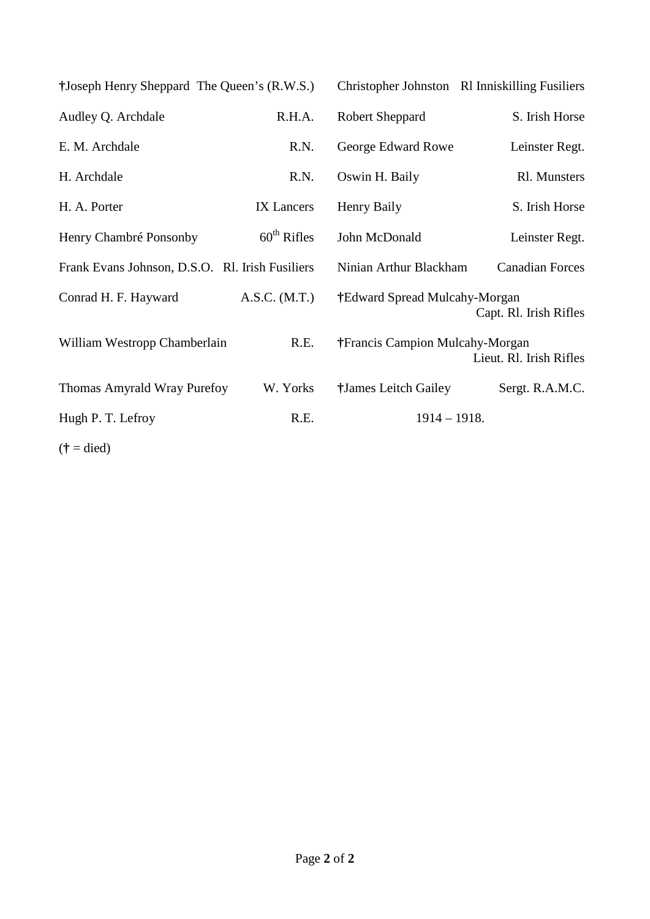| | |
|---|---|
| †Joseph Henry Sheppard | The Queen's (R.W.S.) |
| Audley Q. Archdale | R.H.A. |
| E. M. Archdale | R.N. |
| H. Archdale | R.N. |
| H. A. Porter | IX Lancers |
| Henry Chambré Ponsonby | 60th Rifles |
| Frank Evans Johnson, D.S.O. | Rl. Irish Fusiliers |
| Conrad H. F. Hayward | A.S.C. (M.T.) |
| William Westropp Chamberlain | R.E. |
| Thomas Amyrald Wray Purefoy | W. Yorks |
| Hugh P. T. Lefroy | R.E. |
| Christopher Johnston | Rl Inniskilling Fusiliers |
| Robert Sheppard | S. Irish Horse |
| George Edward Rowe | Leinster Regt. |
| Oswin H. Baily | Rl. Munsters |
| Henry Baily | S. Irish Horse |
| John McDonald | Leinster Regt. |
| Ninian Arthur Blackham | Canadian Forces |
| †Edward Spread Mulcahy-Morgan | Capt. Rl. Irish Rifles |
| †Francis Campion Mulcahy-Morgan | Lieut. Rl. Irish Rifles |
| †James Leitch Gailey | Sergt. R.A.M.C. |

1914 – 1918.

(† = died)